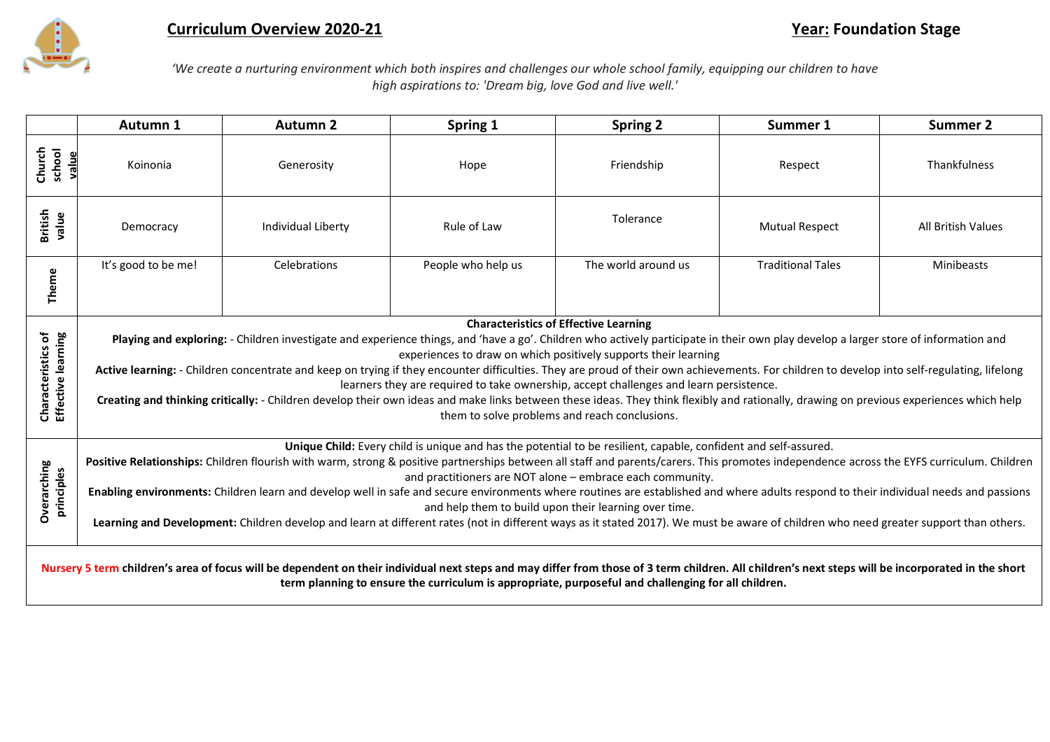# Curriculum Overview 2020-21

**Year: Foundation Stage**

*'We create a nurturing environment which both inspires and challenges our whole school family, equipping our children to have high aspirations to: 'Dream big, love God and live well.'*

| | Autumn 1 | Autumn 2 | Spring 1 | Spring 2 | Summer 1 | Summer 2 |
|---|---|---|---|---|---|---|
| **Church school value** | Koinonia | Generosity | Hope | Friendship | Respect | Thankfulness |
| **British value** | Democracy | Individual Liberty | Rule of Law | Tolerance | Mutual Respect | All British Values |
| **Theme** | It's good to be me! | Celebrations | People who help us | The world around us | Traditional Tales | Minibeasts |
| **Characteristics of Effective learning** | **Characteristics of Effective Learning** **Playing and exploring:** - Children investigate and experience things, and 'have a go'. Children who actively participate in their own play develop a larger store of information and experiences to draw on which positively supports their learning **Active learning:** - Children concentrate and keep on trying if they encounter difficulties. They are proud of their own achievements. For children to develop into self-regulating, lifelong learners they are required to take ownership, accept challenges and learn persistence. **Creating and thinking critically:** - Children develop their own ideas and make links between these ideas. They think flexibly and rationally, drawing on previous experiences which help them to solve problems and reach conclusions. | | | | | |
| **Overarching principles** | **Unique Child:** Every child is unique and has the potential to be resilient, capable, confident and self-assured. **Positive Relationships:** Children flourish with warm, strong & positive partnerships between all staff and parents/carers. This promotes independence across the EYFS curriculum. Children and practitioners are NOT alone – embrace each community. **Enabling environments:** Children learn and develop well in safe and secure environments where routines are established and where adults respond to their individual needs and passions and help them to build upon their learning over time. **Learning and Development:** Children develop and learn at different rates (not in different ways as it stated 2017). We must be aware of children who need greater support than others. | | | | | |

**Nursery 5 term children's area of focus will be dependent on their individual next steps and may differ from those of 3 term children. All children's next steps will be incorporated in the short term planning to ensure the curriculum is appropriate, purposeful and challenging for all children.**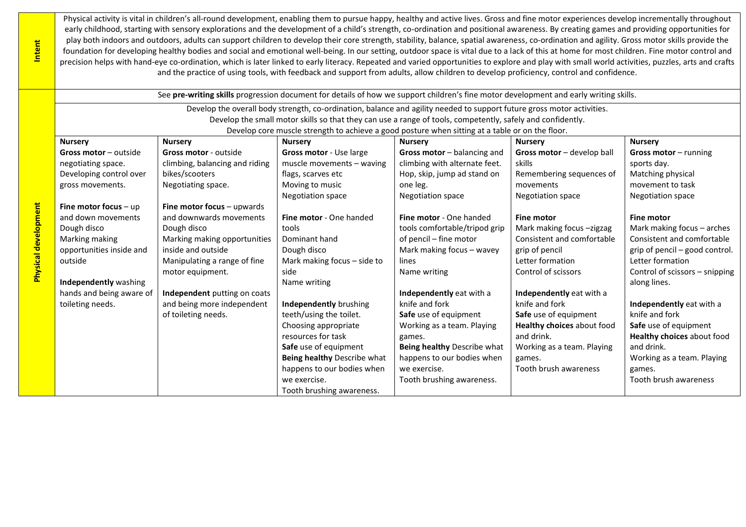| | |
|---|---|
| **Intent** | Physical activity is vital in children's all-round development, enabling them to pursue happy, healthy and active lives. Gross and fine motor experiences develop incrementally throughout early childhood, starting with sensory explorations and the development of a child's strength, co-ordination and positional awareness. By creating games and providing opportunities for play both indoors and outdoors, adults can support children to develop their core strength, stability, balance, spatial awareness, co-ordination and agility. Gross motor skills provide the foundation for developing healthy bodies and social and emotional well-being. In our setting, outdoor space is vital due to a lack of this at home for most children. Fine motor control and precision helps with hand-eye co-ordination, which is later linked to early literacy. Repeated and varied opportunities to explore and play with small world activities, puzzles, arts and crafts and the practice of using tools, with feedback and support from adults, allow children to develop proficiency, control and confidence. |

**Physical development**

See **pre-writing skills** progression document for details of how we support children's fine motor development and early writing skills.

Develop the overall body strength, co-ordination, balance and agility needed to support future gross motor activities.
Develop the small motor skills so that they can use a range of tools, competently, safely and confidently.
Develop core muscle strength to achieve a good posture when sitting at a table or on the floor.

| Nursery | Nursery | Nursery | Nursery | Nursery | Nursery |
|---|---|---|---|---|---|
| **Gross motor** – outside negotiating space.<br>Developing control over gross movements.<br><br>**Fine motor focus** – up and down movements<br>Dough disco<br>Marking making opportunities inside and outside<br><br>**Independently** washing hands and being aware of toileting needs. | **Gross motor** - outside climbing, balancing and riding bikes/scooters<br>Negotiating space.<br><br>**Fine motor focus** – upwards and downwards movements<br>Dough disco<br>Marking making opportunities inside and outside<br>Manipulating a range of fine motor equipment.<br><br>**Independent** putting on coats and being more independent of toileting needs. | **Gross motor** - Use large muscle movements – waving flags, scarves etc<br>Moving to music<br>Negotiation space<br><br>**Fine motor** - One handed tools<br>Dominant hand<br>Dough disco<br>Mark making focus – side to side<br>Name writing<br><br>**Independently** brushing teeth/using the toilet.<br>Choosing appropriate resources for task<br>**Safe** use of equipment<br>**Being healthy** Describe what happens to our bodies when we exercise.<br>Tooth brushing awareness. | **Gross motor** – balancing and climbing with alternate feet.<br>Hop, skip, jump ad stand on one leg.<br>Negotiation space<br><br>**Fine motor** - One handed tools comfortable/tripod grip of pencil – fine motor<br>Mark making focus – wavey lines<br>Name writing<br><br>**Independently** eat with a knife and fork<br>**Safe** use of equipment<br>Working as a team. Playing games.<br>**Being healthy** Describe what happens to our bodies when we exercise.<br>Tooth brushing awareness. | **Gross motor** – develop ball skills<br>Remembering sequences of movements<br>Negotiation space<br><br>**Fine motor**<br>Mark making focus –zigzag<br>Consistent and comfortable grip of pencil<br>Letter formation<br>Control of scissors<br><br>**Independently** eat with a knife and fork<br>**Safe** use of equipment<br>**Healthy choices** about food and drink.<br>Working as a team. Playing games.<br>Tooth brush awareness | **Gross motor** – running sports day.<br>Matching physical movement to task<br>Negotiation space<br><br>**Fine motor**<br>Mark making focus – arches<br>Consistent and comfortable grip of pencil – good control.<br>Letter formation<br>Control of scissors – snipping along lines.<br><br>**Independently** eat with a knife and fork<br>**Safe** use of equipment<br>**Healthy choices** about food and drink.<br>Working as a team. Playing games.<br>Tooth brush awareness |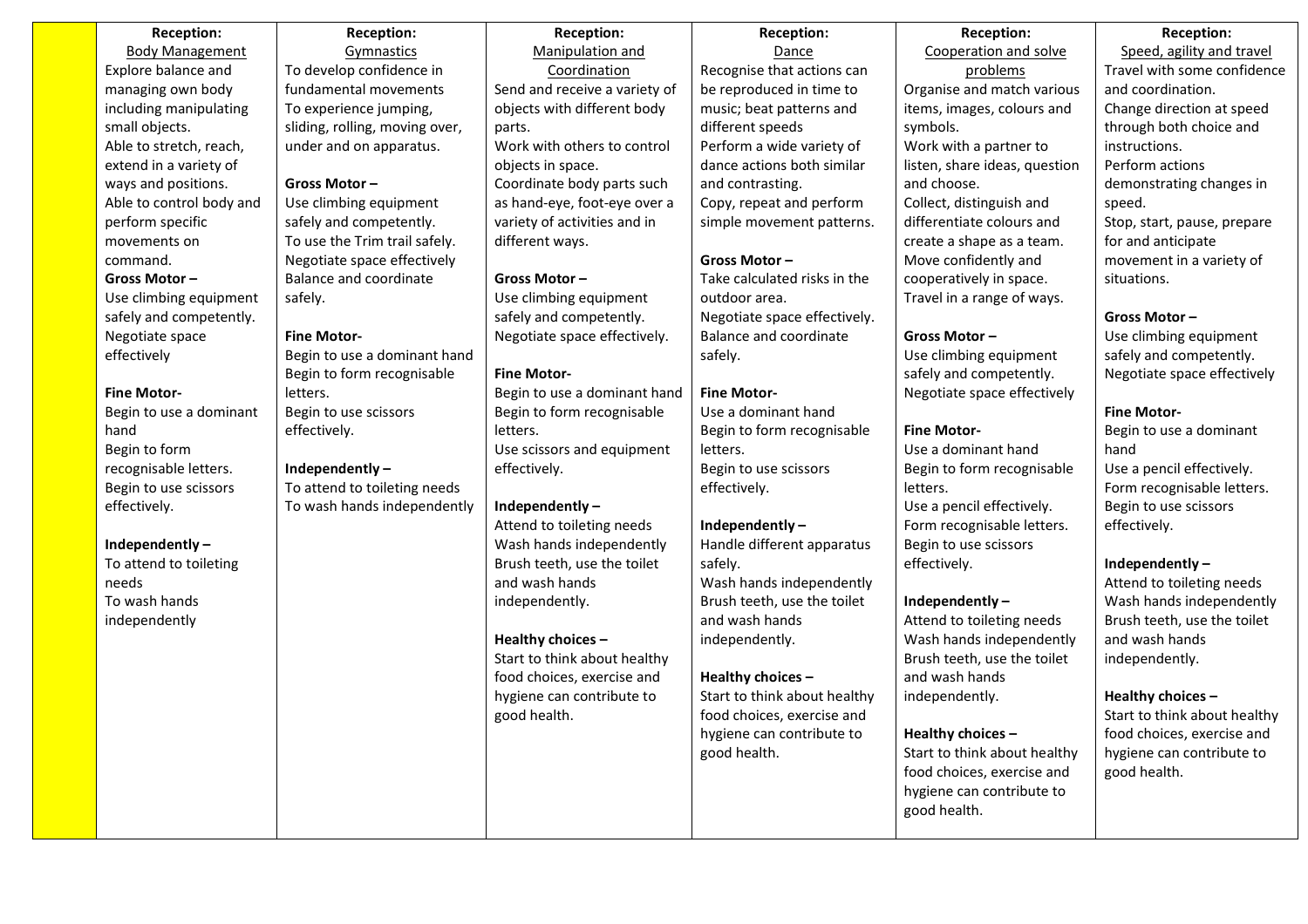| | **Reception:** Body Management | **Reception:** Gymnastics | **Reception:** Manipulation and Coordination | **Reception:** Dance | **Reception:** Cooperation and solve problems | **Reception:** Speed, agility and travel |
|---|---|---|---|---|---|---|
| | Explore balance and managing own body including manipulating small objects.<br>Able to stretch, reach, extend in a variety of ways and positions.<br>Able to control body and perform specific movements on command.<br>**Gross Motor –**<br>Use climbing equipment safely and competently.<br>Negotiate space effectively<br><br>**Fine Motor-**<br>Begin to use a dominant hand<br>Begin to form recognisable letters.<br>Begin to use scissors effectively.<br><br>**Independently –**<br>To attend to toileting needs<br>To wash hands independently | To develop confidence in fundamental movements<br>To experience jumping, sliding, rolling, moving over, under and on apparatus.<br><br>**Gross Motor –**<br>Use climbing equipment safely and competently.<br>To use the Trim trail safely.<br>Negotiate space effectively<br>Balance and coordinate safely.<br><br>**Fine Motor-**<br>Begin to use a dominant hand<br>Begin to form recognisable letters.<br>Begin to use scissors effectively.<br><br>**Independently –**<br>To attend to toileting needs<br>To wash hands independently | Send and receive a variety of objects with different body parts.<br>Work with others to control objects in space.<br>Coordinate body parts such as hand-eye, foot-eye over a variety of activities and in different ways.<br><br>**Gross Motor –**<br>Use climbing equipment safely and competently.<br>Negotiate space effectively.<br><br>**Fine Motor-**<br>Begin to use a dominant hand<br>Begin to form recognisable letters.<br>Use scissors and equipment effectively.<br><br>**Independently –**<br>Attend to toileting needs<br>Wash hands independently<br>Brush teeth, use the toilet and wash hands independently.<br><br>**Healthy choices –**<br>Start to think about healthy food choices, exercise and hygiene can contribute to good health. | Recognise that actions can be reproduced in time to music; beat patterns and different speeds<br>Perform a wide variety of dance actions both similar and contrasting.<br>Copy, repeat and perform simple movement patterns.<br><br>**Gross Motor –**<br>Take calculated risks in the outdoor area.<br>Negotiate space effectively.<br>Balance and coordinate safely.<br><br>**Fine Motor-**<br>Use a dominant hand<br>Begin to form recognisable letters.<br>Begin to use scissors effectively.<br><br>**Independently –**<br>Handle different apparatus safely.<br>Wash hands independently<br>Brush teeth, use the toilet and wash hands independently.<br><br>**Healthy choices –**<br>Start to think about healthy food choices, exercise and hygiene can contribute to good health. | Organise and match various items, images, colours and symbols.<br>Work with a partner to listen, share ideas, question and choose.<br>Collect, distinguish and differentiate colours and create a shape as a team.<br>Move confidently and cooperatively in space.<br>Travel in a range of ways.<br><br>**Gross Motor –**<br>Use climbing equipment safely and competently.<br>Negotiate space effectively<br><br>**Fine Motor-**<br>Use a dominant hand<br>Begin to form recognisable letters.<br>Use a pencil effectively.<br>Form recognisable letters.<br>Begin to use scissors effectively.<br><br>**Independently –**<br>Attend to toileting needs<br>Wash hands independently<br>Brush teeth, use the toilet and wash hands independently.<br><br>**Healthy choices –**<br>Start to think about healthy food choices, exercise and hygiene can contribute to good health. | Travel with some confidence and coordination.<br>Change direction at speed through both choice and instructions.<br>Perform actions demonstrating changes in speed.<br>Stop, start, pause, prepare for and anticipate movement in a variety of situations.<br><br>**Gross Motor –**<br>Use climbing equipment safely and competently.<br>Negotiate space effectively<br><br>**Fine Motor-**<br>Begin to use a dominant hand<br>Use a pencil effectively.<br>Form recognisable letters.<br>Begin to use scissors effectively.<br><br>**Independently –**<br>Attend to toileting needs<br>Wash hands independently<br>Brush teeth, use the toilet and wash hands independently.<br><br>**Healthy choices –**<br>Start to think about healthy food choices, exercise and hygiene can contribute to good health. |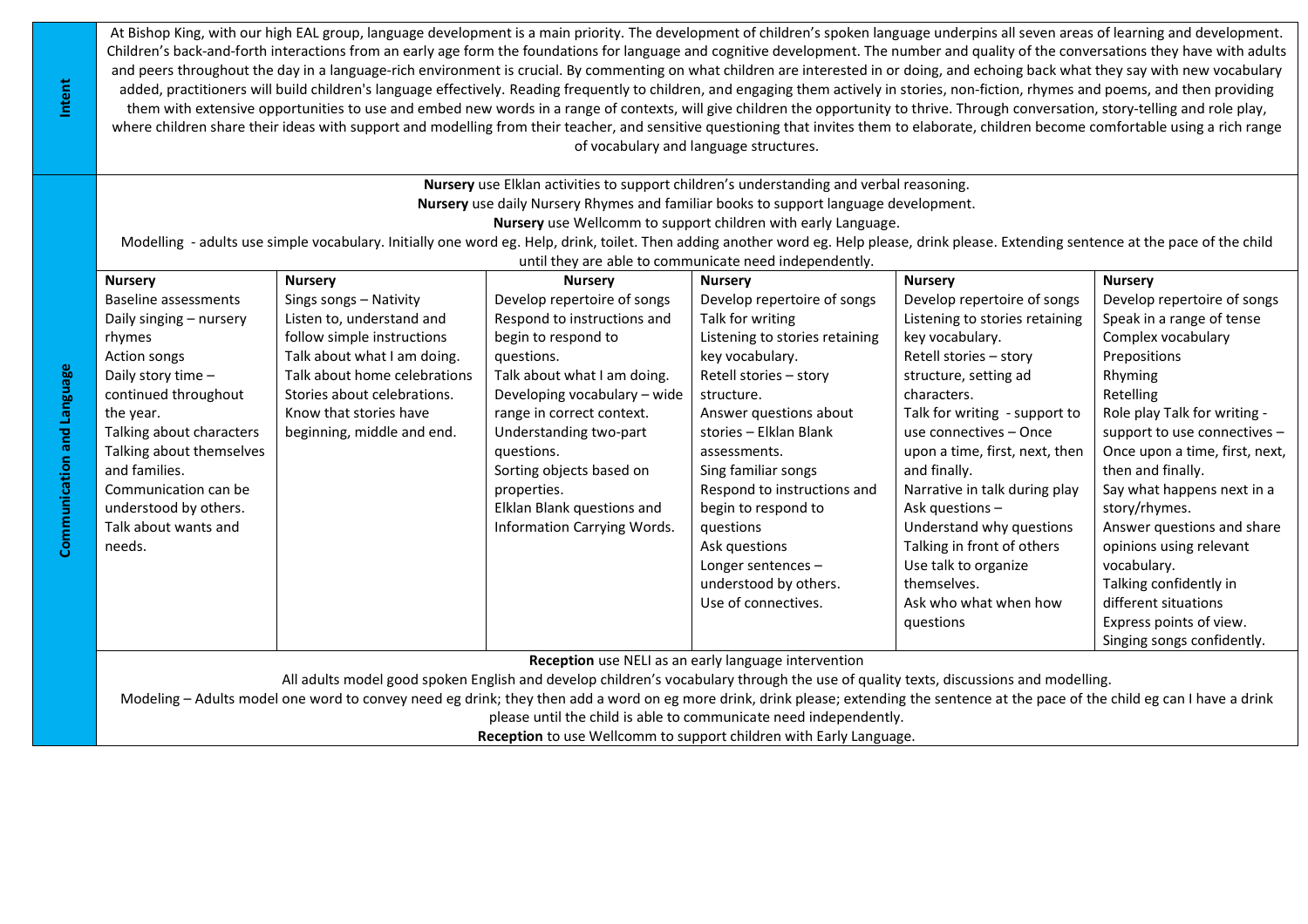## Intent

At Bishop King, with our high EAL group, language development is a main priority. The development of children's spoken language underpins all seven areas of learning and development. Children's back-and-forth interactions from an early age form the foundations for language and cognitive development. The number and quality of the conversations they have with adults and peers throughout the day in a language-rich environment is crucial. By commenting on what children are interested in or doing, and echoing back what they say with new vocabulary added, practitioners will build children's language effectively. Reading frequently to children, and engaging them actively in stories, non-fiction, rhymes and poems, and then providing them with extensive opportunities to use and embed new words in a range of contexts, will give children the opportunity to thrive. Through conversation, story-telling and role play, where children share their ideas with support and modelling from their teacher, and sensitive questioning that invites them to elaborate, children become comfortable using a rich range of vocabulary and language structures.

## Communication and Language

**Nursery** use Elklan activities to support children's understanding and verbal reasoning.
**Nursery** use daily Nursery Rhymes and familiar books to support language development.
**Nursery** use Wellcomm to support children with early Language.
Modelling - adults use simple vocabulary. Initially one word eg. Help, drink, toilet. Then adding another word eg. Help please, drink please. Extending sentence at the pace of the child until they are able to communicate need independently.

| **Nursery** | **Nursery** | **Nursery** | **Nursery** | **Nursery** | **Nursery** |
|---|---|---|---|---|---|
| Baseline assessments<br>Daily singing – nursery rhymes<br>Action songs<br>Daily story time – continued throughout the year.<br>Talking about characters<br>Talking about themselves and families.<br>Communication can be understood by others.<br>Talk about wants and needs. | Sings songs – Nativity<br>Listen to, understand and follow simple instructions<br>Talk about what I am doing.<br>Talk about home celebrations<br>Stories about celebrations.<br>Know that stories have beginning, middle and end. | Develop repertoire of songs<br>Respond to instructions and begin to respond to questions.<br>Talk about what I am doing.<br>Developing vocabulary – wide range in correct context.<br>Understanding two-part questions.<br>Sorting objects based on properties.<br>Elklan Blank questions and Information Carrying Words. | Develop repertoire of songs<br>Talk for writing<br>Listening to stories retaining key vocabulary.<br>Retell stories – story structure.<br>Answer questions about stories – Elklan Blank assessments.<br>Sing familiar songs<br>Respond to instructions and begin to respond to questions<br>Ask questions<br>Longer sentences – understood by others.<br>Use of connectives. | Develop repertoire of songs<br>Listening to stories retaining key vocabulary.<br>Retell stories – story structure, setting ad characters.<br>Talk for writing - support to use connectives – Once upon a time, first, next, then and finally.<br>Narrative in talk during play<br>Ask questions –<br>Understand why questions<br>Talking in front of others<br>Use talk to organize themselves.<br>Ask who what when how questions | Develop repertoire of songs<br>Speak in a range of tense<br>Complex vocabulary<br>Prepositions<br>Rhyming<br>Retelling<br>Role play Talk for writing - support to use connectives – Once upon a time, first, next, then and finally.<br>Say what happens next in a story/rhymes.<br>Answer questions and share opinions using relevant vocabulary.<br>Talking confidently in different situations<br>Express points of view.<br>Singing songs confidently. |

**Reception** use NELI as an early language intervention
All adults model good spoken English and develop children's vocabulary through the use of quality texts, discussions and modelling.
Modeling – Adults model one word to convey need eg drink; they then add a word on eg more drink, drink please; extending the sentence at the pace of the child eg can I have a drink please until the child is able to communicate need independently.
**Reception** to use Wellcomm to support children with Early Language.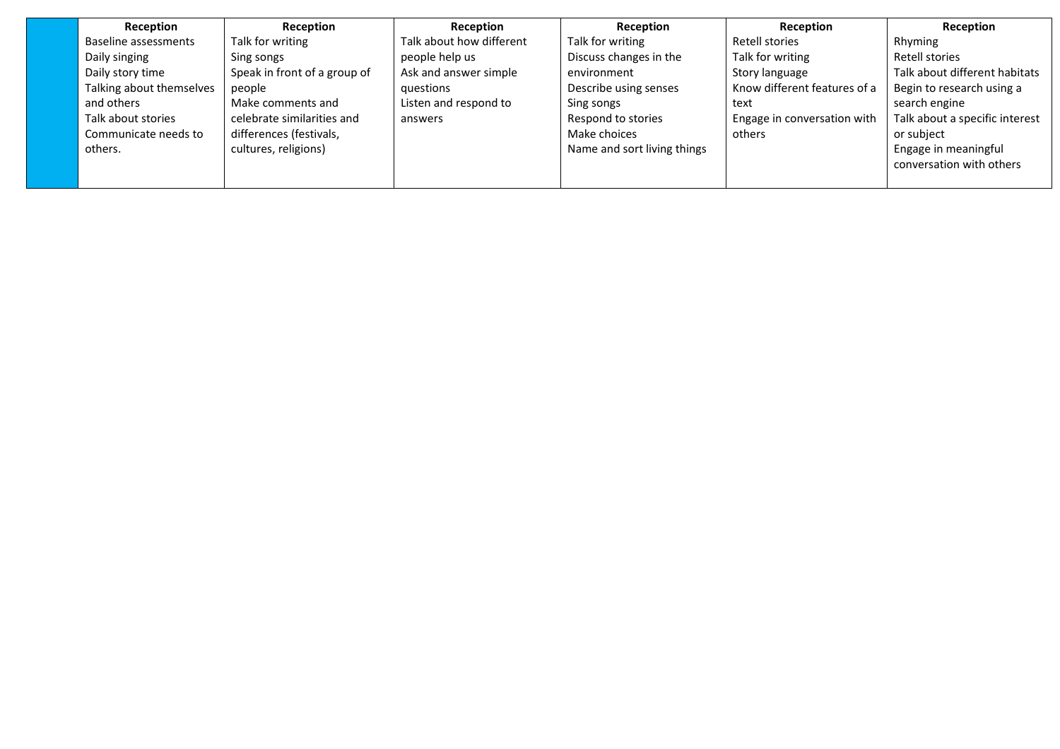|  | **Reception** | **Reception** | **Reception** | **Reception** | **Reception** | **Reception** |
|---|---|---|---|---|---|---|
|  | Baseline assessments<br>Daily singing<br>Daily story time<br>Talking about themselves and others<br>Talk about stories<br>Communicate needs to others. | Talk for writing<br>Sing songs<br>Speak in front of a group of people<br>Make comments and celebrate similarities and differences (festivals, cultures, religions) | Talk about how different people help us<br>Ask and answer simple questions<br>Listen and respond to answers | Talk for writing<br>Discuss changes in the environment<br>Describe using senses<br>Sing songs<br>Respond to stories<br>Make choices<br>Name and sort living things | Retell stories<br>Talk for writing<br>Story language<br>Know different features of a text<br>Engage in conversation with others | Rhyming<br>Retell stories<br>Talk about different habitats<br>Begin to research using a search engine<br>Talk about a specific interest or subject<br>Engage in meaningful conversation with others |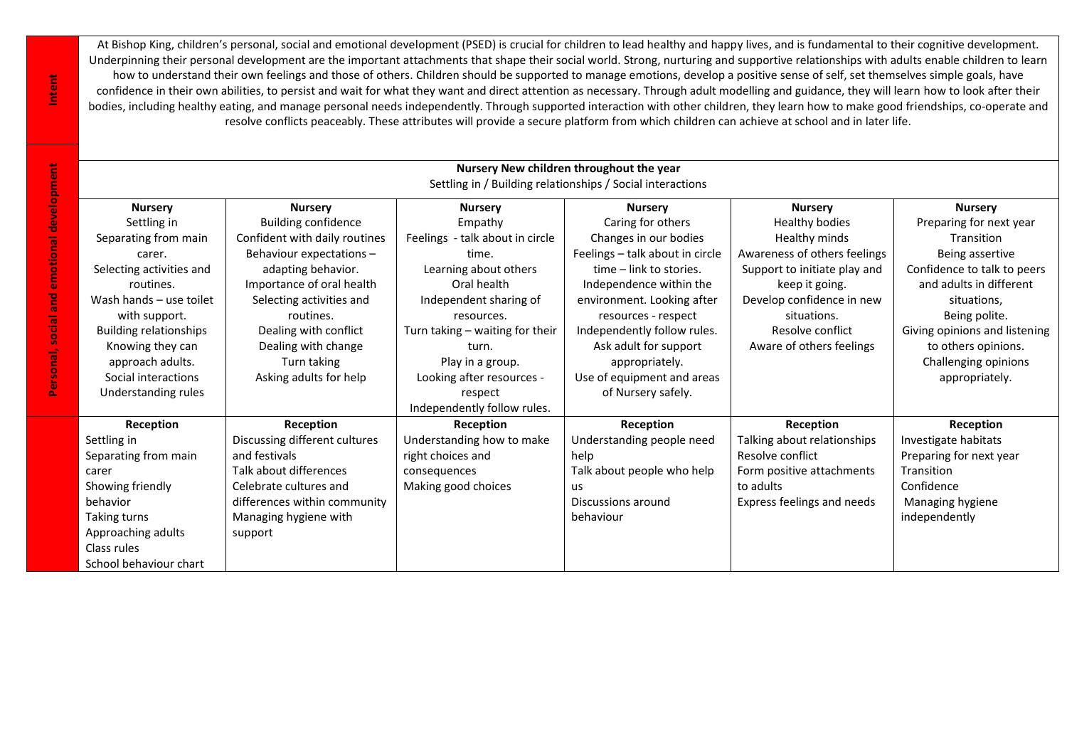**Intent**

At Bishop King, children's personal, social and emotional development (PSED) is crucial for children to lead healthy and happy lives, and is fundamental to their cognitive development. Underpinning their personal development are the important attachments that shape their social world. Strong, nurturing and supportive relationships with adults enable children to learn how to understand their own feelings and those of others. Children should be supported to manage emotions, develop a positive sense of self, set themselves simple goals, have confidence in their own abilities, to persist and wait for what they want and direct attention as necessary. Through adult modelling and guidance, they will learn how to look after their bodies, including healthy eating, and manage personal needs independently. Through supported interaction with other children, they learn how to make good friendships, co-operate and resolve conflicts peaceably. These attributes will provide a secure platform from which children can achieve at school and in later life.

**Personal, social and emotional development**

**Nursery New children throughout the year**
Settling in / Building relationships / Social interactions

| **Nursery** | **Nursery** | **Nursery** | **Nursery** | **Nursery** | **Nursery** |
|---|---|---|---|---|---|
| Settling in<br>Separating from main carer.<br>Selecting activities and routines.<br>Wash hands – use toilet with support.<br>Building relationships<br>Knowing they can approach adults.<br>Social interactions<br>Understanding rules | Building confidence<br>Confident with daily routines<br>Behaviour expectations – adapting behavior.<br>Importance of oral health<br>Selecting activities and routines.<br>Dealing with conflict<br>Dealing with change<br>Turn taking<br>Asking adults for help | Empathy<br>Feelings - talk about in circle time.<br>Learning about others<br>Oral health<br>Independent sharing of resources.<br>Turn taking – waiting for their turn.<br>Play in a group.<br>Looking after resources - respect<br>Independently follow rules. | Caring for others<br>Changes in our bodies<br>Feelings – talk about in circle time – link to stories.<br>Independence within the environment. Looking after resources - respect<br>Independently follow rules.<br>Ask adult for support appropriately.<br>Use of equipment and areas of Nursery safely. | Healthy bodies<br>Healthy minds<br>Awareness of others feelings<br>Support to initiate play and keep it going.<br>Develop confidence in new situations.<br>Resolve conflict<br>Aware of others feelings | Preparing for next year<br>Transition<br>Being assertive<br>Confidence to talk to peers and adults in different situations,<br>Being polite.<br>Giving opinions and listening to others opinions.<br>Challenging opinions appropriately. |
| **Reception** | **Reception** | **Reception** | **Reception** | **Reception** | **Reception** |
| Settling in<br>Separating from main carer<br>Showing friendly behavior<br>Taking turns<br>Approaching adults<br>Class rules<br>School behaviour chart | Discussing different cultures and festivals<br>Talk about differences<br>Celebrate cultures and differences within community<br>Managing hygiene with support | Understanding how to make right choices and consequences<br>Making good choices | Understanding people need help<br>Talk about people who help us<br>Discussions around behaviour | Talking about relationships<br>Resolve conflict<br>Form positive attachments to adults<br>Express feelings and needs | Investigate habitats<br>Preparing for next year<br>Transition<br>Confidence<br>Managing hygiene independently |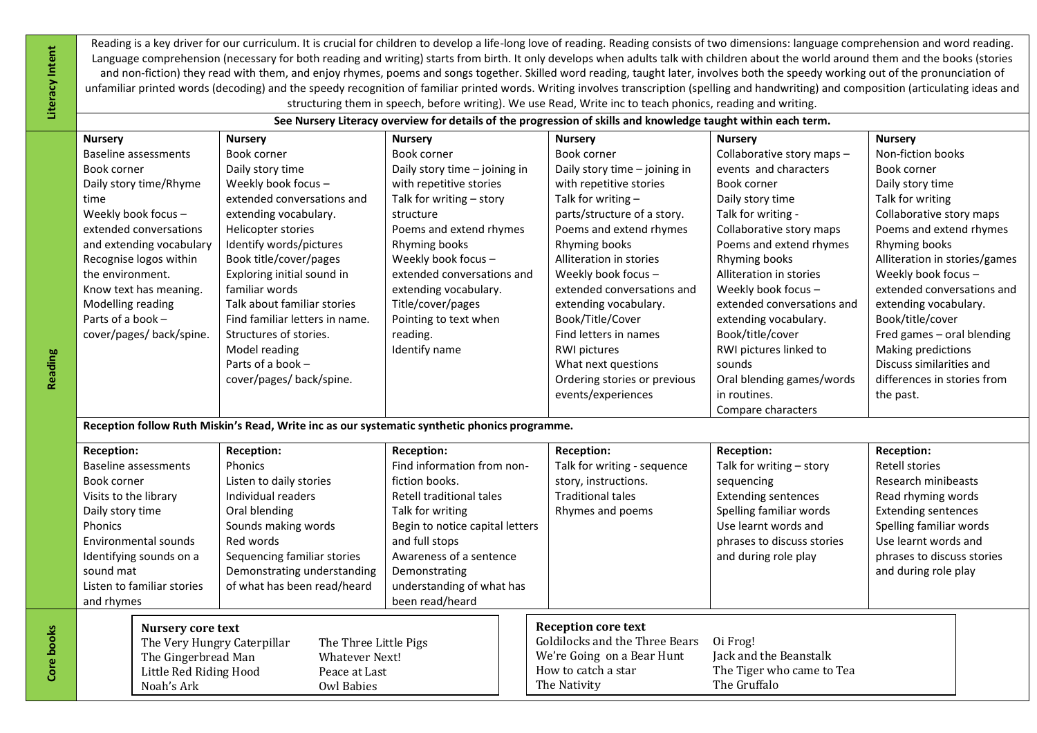## Literacy Intent

Reading is a key driver for our curriculum. It is crucial for children to develop a life-long love of reading. Reading consists of two dimensions: language comprehension and word reading. Language comprehension (necessary for both reading and writing) starts from birth. It only develops when adults talk with children about the world around them and the books (stories and non-fiction) they read with them, and enjoy rhymes, poems and songs together. Skilled word reading, taught later, involves both the speedy working out of the pronunciation of unfamiliar printed words (decoding) and the speedy recognition of familiar printed words. Writing involves transcription (spelling and handwriting) and composition (articulating ideas and structuring them in speech, before writing). We use Read, Write inc to teach phonics, reading and writing.

**See Nursery Literacy overview for details of the progression of skills and knowledge taught within each term.**

## Reading

| **Nursery** | **Nursery** | **Nursery** | **Nursery** | **Nursery** | **Nursery** |
|---|---|---|---|---|---|
| Baseline assessments<br>Book corner<br>Daily story time/Rhyme time<br>Weekly book focus – extended conversations and extending vocabulary<br>Recognise logos within the environment.<br>Know text has meaning.<br>Modelling reading<br>Parts of a book – cover/pages/ back/spine. | Book corner<br>Daily story time<br>Weekly book focus – extended conversations and extending vocabulary.<br>Helicopter stories<br>Identify words/pictures<br>Book title/cover/pages<br>Exploring initial sound in familiar words<br>Talk about familiar stories<br>Find familiar letters in name.<br>Structures of stories.<br>Model reading<br>Parts of a book – cover/pages/ back/spine. | Book corner<br>Daily story time – joining in with repetitive stories<br>Talk for writing – story structure<br>Poems and extend rhymes<br>Rhyming books<br>Weekly book focus – extended conversations and extending vocabulary.<br>Title/cover/pages<br>Pointing to text when reading.<br>Identify name | Book corner<br>Daily story time – joining in with repetitive stories<br>Talk for writing – parts/structure of a story.<br>Poems and extend rhymes<br>Rhyming books<br>Alliteration in stories<br>Weekly book focus – extended conversations and extending vocabulary.<br>Book/Title/Cover<br>Find letters in names<br>RWI pictures<br>What next questions<br>Ordering stories or previous events/experiences | Collaborative story maps – events and characters<br>Book corner<br>Daily story time<br>Talk for writing -<br>Collaborative story maps<br>Poems and extend rhymes<br>Rhyming books<br>Alliteration in stories<br>Weekly book focus – extended conversations and extending vocabulary.<br>Book/title/cover<br>RWI pictures linked to sounds<br>Oral blending games/words in routines.<br>Compare characters | Non-fiction books<br>Book corner<br>Daily story time<br>Talk for writing<br>Collaborative story maps<br>Poems and extend rhymes<br>Rhyming books<br>Alliteration in stories/games<br>Weekly book focus – extended conversations and extending vocabulary.<br>Book/title/cover<br>Fred games – oral blending<br>Making predictions<br>Discuss similarities and differences in stories from the past. |

**Reception follow Ruth Miskin's Read, Write inc as our systematic synthetic phonics programme.**

| **Reception:** | **Reception:** | **Reception:** | **Reception:** | **Reception:** | **Reception:** |
|---|---|---|---|---|---|
| Baseline assessments<br>Book corner<br>Visits to the library<br>Daily story time<br>Phonics<br>Environmental sounds<br>Identifying sounds on a sound mat<br>Listen to familiar stories and rhymes | Phonics<br>Listen to daily stories<br>Individual readers<br>Oral blending<br>Sounds making words<br>Red words<br>Sequencing familiar stories<br>Demonstrating understanding of what has been read/heard | Find information from non-fiction books.<br>Retell traditional tales<br>Talk for writing<br>Begin to notice capital letters and full stops<br>Awareness of a sentence<br>Demonstrating understanding of what has been read/heard | Talk for writing - sequence story, instructions.<br>Traditional tales<br>Rhymes and poems | Talk for writing – story sequencing<br>Extending sentences<br>Spelling familiar words<br>Use learnt words and phrases to discuss stories and during role play | Retell stories<br>Research minibeasts<br>Read rhyming words<br>Extending sentences<br>Spelling familiar words<br>Use learnt words and phrases to discuss stories and during role play |

## Core books

| **Nursery core text** | |
|---|---|
| The Very Hungry Caterpillar | The Three Little Pigs |
| The Gingerbread Man | Whatever Next! |
| Little Red Riding Hood | Peace at Last |
| Noah's Ark | Owl Babies |

| **Reception core text** | |
|---|---|
| Goldilocks and the Three Bears | Oi Frog! |
| We're Going on a Bear Hunt | Jack and the Beanstalk |
| How to catch a star | The Tiger who came to Tea |
| The Nativity | The Gruffalo |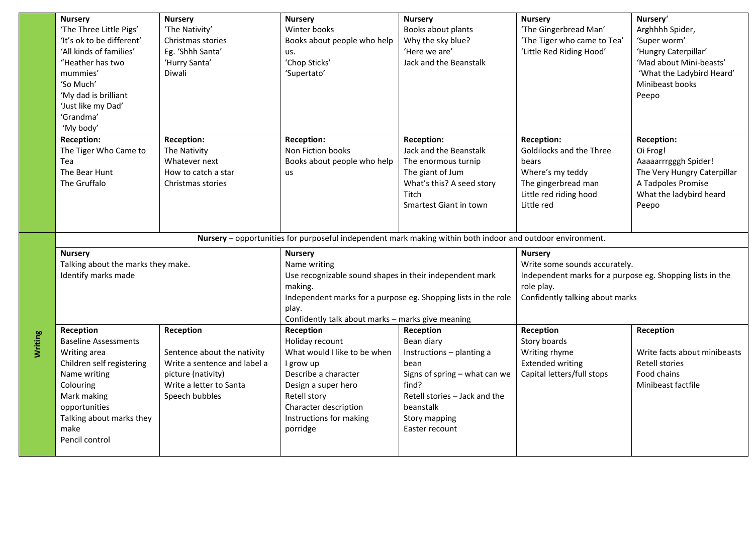| | | | | | | |
|---|---|---|---|---|---|---|
| | **Nursery**<br>'The Three Little Pigs'<br>'It's ok to be different'<br>'All kinds of families'<br>"Heather has two mummies'<br>'So Much'<br>'My dad is brilliant<br>'Just like my Dad'<br>'Grandma'<br>'My body' | **Nursery**<br>'The Nativity'<br>Christmas stories<br>Eg. 'Shhh Santa'<br>'Hurry Santa'<br>Diwali | **Nursery**<br>Winter books<br>Books about people who help us.<br>'Chop Sticks'<br>'Supertato' | **Nursery**<br>Books about plants<br>Why the sky blue?<br>'Here we are'<br>Jack and the Beanstalk | **Nursery**<br>'The Gingerbread Man'<br>'The Tiger who came to Tea'<br>'Little Red Riding Hood' | **Nursery**'<br>Arghhhh Spider,<br>'Super worm'<br>'Hungry Caterpillar'<br>'Mad about Mini-beasts'<br>'What the Ladybird Heard'<br>Minibeast books<br>Peepo |
| | **Reception:**<br>The Tiger Who Came to Tea<br>The Bear Hunt<br>The Gruffalo | **Reception:**<br>The Nativity<br>Whatever next<br>How to catch a star<br>Christmas stories | **Reception:**<br>Non Fiction books<br>Books about people who help us | **Reception:**<br>Jack and the Beanstalk<br>The enormous turnip<br>The giant of Jum<br>What's this? A seed story<br>Titch<br>Smartest Giant in town | **Reception:**<br>Goldilocks and the Three bears<br>Where's my teddy<br>The gingerbread man<br>Little red riding hood<br>Little red | **Reception:**<br>Oi Frog!<br>Aaaaarrrgggh Spider!<br>The Very Hungry Caterpillar<br>A Tadpoles Promise<br>What the ladybird heard<br>Peepo |
| **Writing** | **Nursery** – opportunities for purposeful independent mark making within both indoor and outdoor environment. | | | | | |
| | **Nursery**<br>Talking about the marks they make.<br>Identify marks made | | **Nursery**<br>Name writing<br>Use recognizable sound shapes in their independent mark making.<br>Independent marks for a purpose eg. Shopping lists in the role play.<br>Confidently talk about marks – marks give meaning | | **Nursery**<br>Write some sounds accurately.<br>Independent marks for a purpose eg. Shopping lists in the role play.<br>Confidently talking about marks | |
| | **Reception**<br>Baseline Assessments<br>Writing area<br>Children self registering<br>Name writing<br>Colouring<br>Mark making opportunities<br>Talking about marks they make<br>Pencil control | **Reception**<br>Sentence about the nativity<br>Write a sentence and label a picture (nativity)<br>Write a letter to Santa<br>Speech bubbles | **Reception**<br>Holiday recount<br>What would I like to be when I grow up<br>Describe a character<br>Design a super hero<br>Retell story<br>Character description<br>Instructions for making porridge | **Reception**<br>Bean diary<br>Instructions – planting a bean<br>Signs of spring – what can we find?<br>Retell stories – Jack and the beanstalk<br>Story mapping<br>Easter recount | **Reception**<br>Story boards<br>Writing rhyme<br>Extended writing<br>Capital letters/full stops | **Reception**<br>Write facts about minibeasts<br>Retell stories<br>Food chains<br>Minibeast factfile |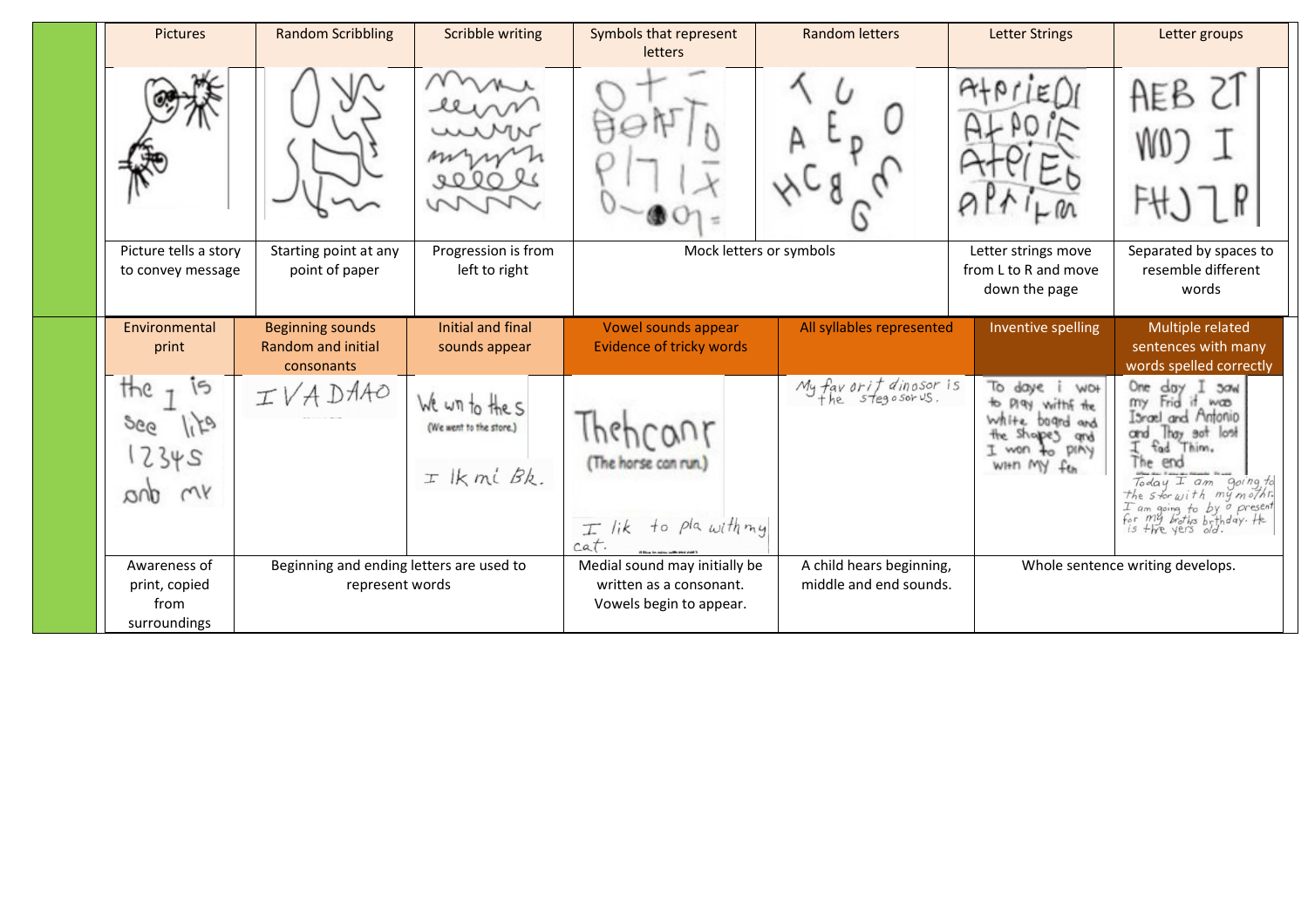| Pictures | Random Scribbling | Scribble writing | Symbols that represent letters | Random letters | Letter Strings | Letter groups |
|---|---|---|---|---|---|---|
| Picture tells a story to convey message | Starting point at any point of paper | Progression is from left to right | Mock letters or symbols | | Letter strings move from L to R and move down the page | Separated by spaces to resemble different words |

| Environmental print | Beginning sounds Random and initial consonants | Initial and final sounds appear | Vowel sounds appear Evidence of tricky words | All syllables represented | Inventive spelling | Multiple related sentences with many words spelled correctly |
|---|---|---|---|---|---|---|
| | | (We went to the store.) | (The horse can run.) | | | |
| Awareness of print, copied from surroundings | Beginning and ending letters are used to represent words | | Medial sound may initially be written as a consonant. Vowels begin to appear. | A child hears beginning, middle and end sounds. | Whole sentence writing develops. | |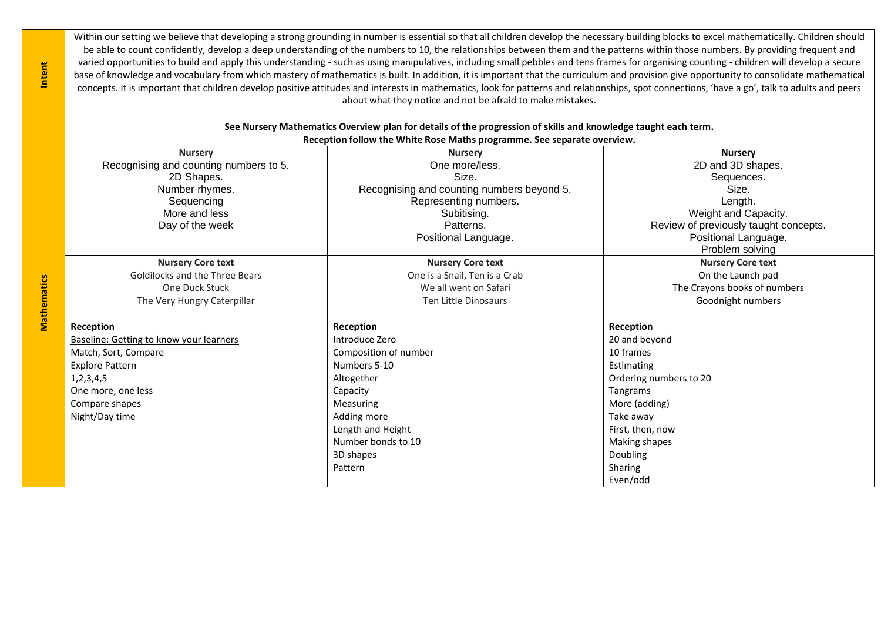| Intent | Within our setting we believe that developing a strong grounding in number is essential so that all children develop the necessary building blocks to excel mathematically. Children should be able to count confidently, develop a deep understanding of the numbers to 10, the relationships between them and the patterns within those numbers. By providing frequent and varied opportunities to build and apply this understanding - such as using manipulatives, including small pebbles and tens frames for organising counting - children will develop a secure base of knowledge and vocabulary from which mastery of mathematics is built. In addition, it is important that the curriculum and provision give opportunity to consolidate mathematical concepts. It is important that children develop positive attitudes and interests in mathematics, look for patterns and relationships, spot connections, 'have a go', talk to adults and peers about what they notice and not be afraid to make mistakes. | | |
|---|---|---|---|
| **Mathematics** | **See Nursery Mathematics Overview plan for details of the progression of skills and knowledge taught each term. Reception follow the White Rose Maths programme. See separate overview.** | | |
| | **Nursery**<br>Recognising and counting numbers to 5.<br>2D Shapes.<br>Number rhymes.<br>Sequencing<br>More and less<br>Day of the week | **Nursery**<br>One more/less.<br>Size.<br>Recognising and counting numbers beyond 5.<br>Representing numbers.<br>Subitising.<br>Patterns.<br>Positional Language. | **Nursery**<br>2D and 3D shapes.<br>Sequences.<br>Size.<br>Length.<br>Weight and Capacity.<br>Review of previously taught concepts.<br>Positional Language.<br>Problem solving |
| | **Nursery Core text**<br>Goldilocks and the Three Bears<br>One Duck Stuck<br>The Very Hungry Caterpillar | **Nursery Core text**<br>One is a Snail, Ten is a Crab<br>We all went on Safari<br>Ten Little Dinosaurs | **Nursery Core text**<br>On the Launch pad<br>The Crayons books of numbers<br>Goodnight numbers |
| | **Reception**<br>Baseline: Getting to know your learners<br>Match, Sort, Compare<br>Explore Pattern<br>1,2,3,4,5<br>One more, one less<br>Compare shapes<br>Night/Day time | **Reception**<br>Introduce Zero<br>Composition of number<br>Numbers 5-10<br>Altogether<br>Capacity<br>Measuring<br>Adding more<br>Length and Height<br>Number bonds to 10<br>3D shapes<br>Pattern | **Reception**<br>20 and beyond<br>10 frames<br>Estimating<br>Ordering numbers to 20<br>Tangrams<br>More (adding)<br>Take away<br>First, then, now<br>Making shapes<br>Doubling<br>Sharing<br>Even/odd |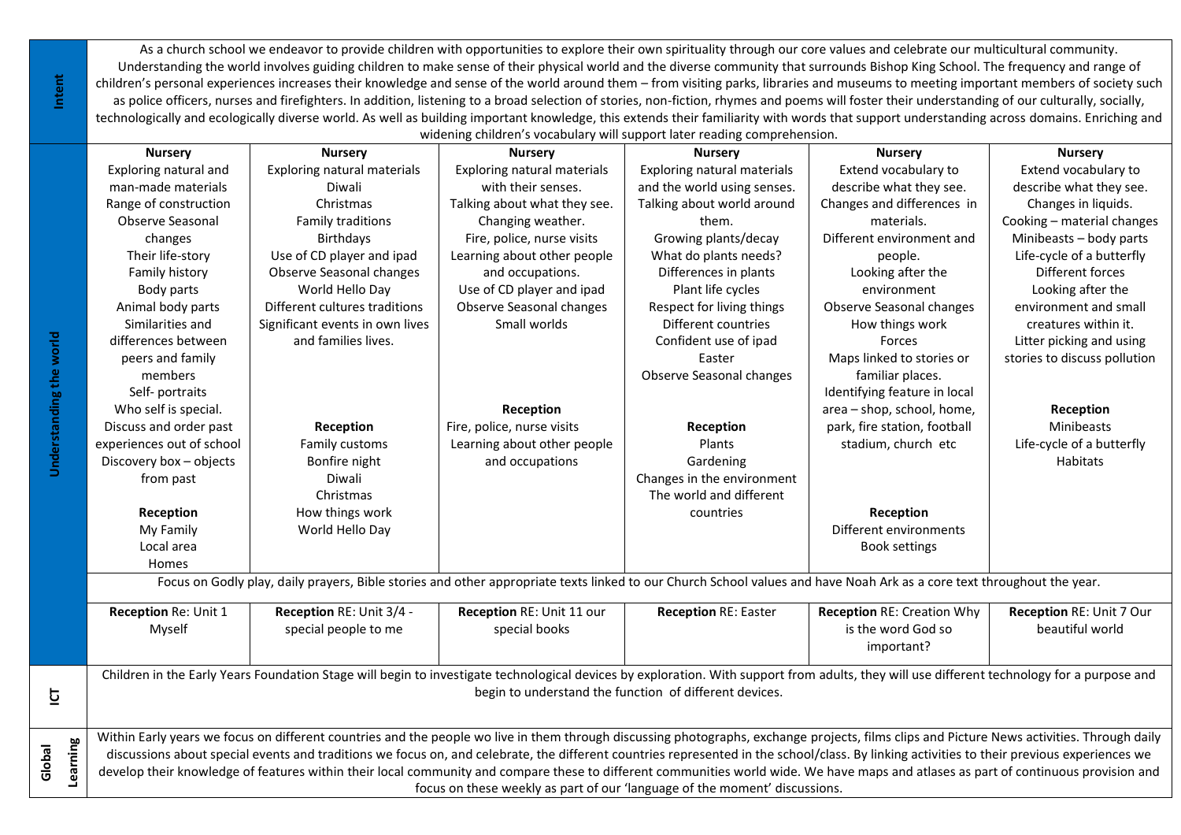| | | | | | | |
|---|---|---|---|---|---|---|
| **Intent** | As a church school we endeavor to provide children with opportunities to explore their own spirituality through our core values and celebrate our multicultural community. Understanding the world involves guiding children to make sense of their physical world and the diverse community that surrounds Bishop King School. The frequency and range of children's personal experiences increases their knowledge and sense of the world around them – from visiting parks, libraries and museums to meeting important members of society such as police officers, nurses and firefighters. In addition, listening to a broad selection of stories, non-fiction, rhymes and poems will foster their understanding of our culturally, socially, technologically and ecologically diverse world. As well as building important knowledge, this extends their familiarity with words that support understanding across domains. Enriching and widening children's vocabulary will support later reading comprehension. | | | | | |
| **Understanding the world** | **Nursery**<br>Exploring natural and man-made materials<br>Range of construction<br>Observe Seasonal changes<br>Their life-story<br>Family history<br>Body parts<br>Animal body parts<br>Similarities and differences between peers and family members<br>Self- portraits<br>Who self is special.<br>Discuss and order past experiences out of school<br>Discovery box – objects from past<br><br>**Reception**<br>My Family<br>Local area<br>Homes | **Nursery**<br>Exploring natural materials<br>Diwali<br>Christmas<br>Family traditions<br>Birthdays<br>Use of CD player and ipad<br>Observe Seasonal changes<br>World Hello Day<br>Different cultures traditions<br>Significant events in own lives and families lives.<br><br>**Reception**<br>Family customs<br>Bonfire night<br>Diwali<br>Christmas<br>How things work<br>World Hello Day | **Nursery**<br>Exploring natural materials with their senses.<br>Talking about what they see.<br>Changing weather.<br>Fire, police, nurse visits<br>Learning about other people and occupations.<br>Use of CD player and ipad<br>Observe Seasonal changes<br>Small worlds<br><br>**Reception**<br>Fire, police, nurse visits<br>Learning about other people and occupations | **Nursery**<br>Exploring natural materials and the world using senses.<br>Talking about world around them.<br>Growing plants/decay<br>What do plants needs?<br>Differences in plants<br>Plant life cycles<br>Respect for living things<br>Different countries<br>Confident use of ipad<br>Easter<br>Observe Seasonal changes<br><br>**Reception**<br>Plants<br>Gardening<br>Changes in the environment<br>The world and different countries | **Nursery**<br>Extend vocabulary to describe what they see.<br>Changes and differences in materials.<br>Different environment and people.<br>Looking after the environment<br>Observe Seasonal changes<br>How things work<br>Forces<br>Maps linked to stories or familiar places.<br>Identifying feature in local area – shop, school, home, park, fire station, football stadium, church etc<br><br>**Reception**<br>Different environments<br>Book settings | **Nursery**<br>Extend vocabulary to describe what they see.<br>Cooking – material changes<br>Changes in liquids.<br>Minibeasts – body parts<br>Life-cycle of a butterfly<br>Different forces<br>Looking after the environment and small creatures within it.<br>Litter picking and using stories to discuss pollution<br><br>**Reception**<br>Minibeasts<br>Life-cycle of a butterfly<br>Habitats |
| | Focus on Godly play, daily prayers, Bible stories and other appropriate texts linked to our Church School values and have Noah Ark as a core text throughout the year. | | | | | |
| | **Reception** Re: Unit 1 Myself | **Reception** RE: Unit 3/4 - special people to me | **Reception** RE: Unit 11 our special books | **Reception** RE: Easter | **Reception** RE: Creation Why is the word God so important? | **Reception** RE: Unit 7 Our beautiful world |
| **ICT** | Children in the Early Years Foundation Stage will begin to investigate technological devices by exploration. With support from adults, they will use different technology for a purpose and begin to understand the function of different devices. | | | | | |
| **Global Learning** | Within Early years we focus on different countries and the people wo live in them through discussing photographs, exchange projects, films clips and Picture News activities. Through daily discussions about special events and traditions we focus on, and celebrate, the different countries represented in the school/class. By linking activities to their previous experiences we develop their knowledge of features within their local community and compare these to different communities world wide. We have maps and atlases as part of continuous provision and focus on these weekly as part of our 'language of the moment' discussions. | | | | | |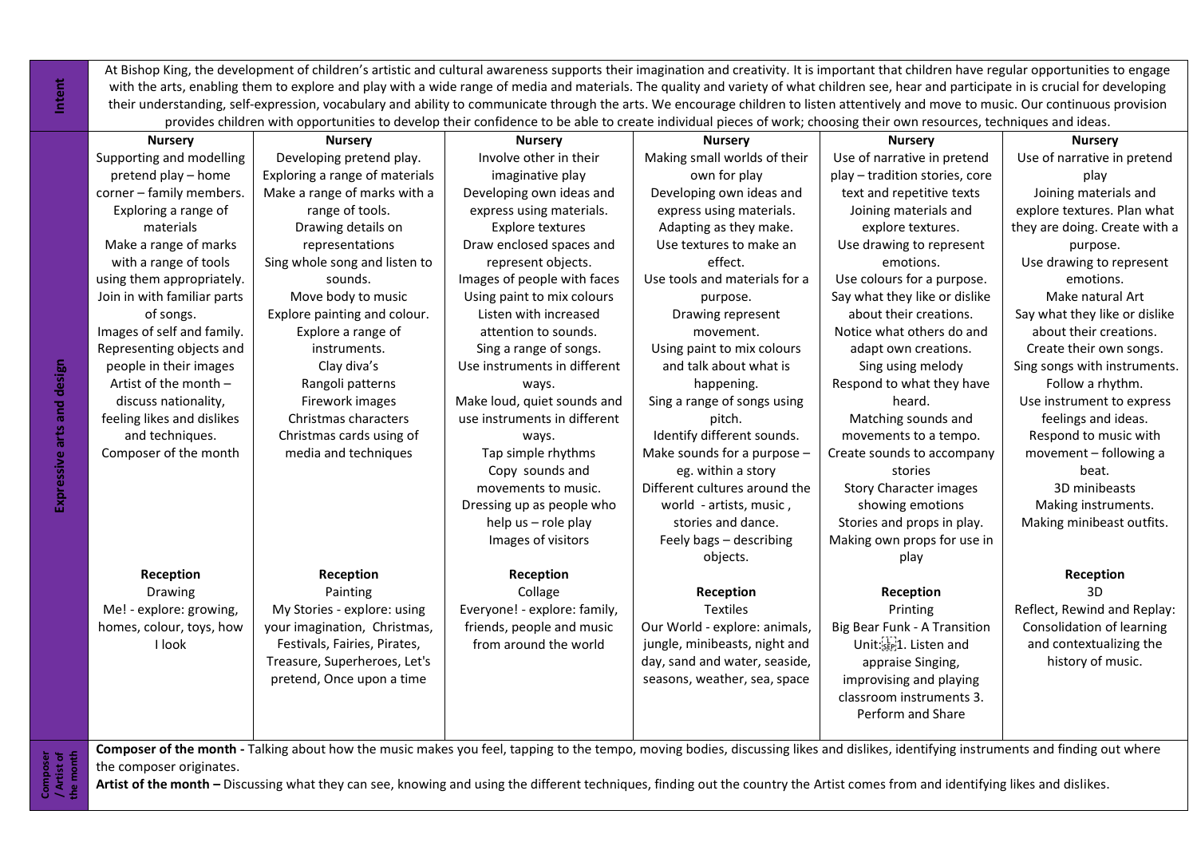| | | | | | | |
|---|---|---|---|---|---|---|
| **Intent** | At Bishop King, the development of children's artistic and cultural awareness supports their imagination and creativity. It is important that children have regular opportunities to engage with the arts, enabling them to explore and play with a wide range of media and materials. The quality and variety of what children see, hear and participate in is crucial for developing their understanding, self-expression, vocabulary and ability to communicate through the arts. We encourage children to listen attentively and move to music. Our continuous provision provides children with opportunities to develop their confidence to be able to create individual pieces of work; choosing their own resources, techniques and ideas. | | | | | |
| **Expressive arts and design** | **Nursery**<br>Supporting and modelling pretend play – home corner – family members.<br>Exploring a range of materials<br>Make a range of marks with a range of tools using them appropriately.<br>Join in with familiar parts of songs.<br>Images of self and family.<br>Representing objects and people in their images<br>Artist of the month – discuss nationality, feeling likes and dislikes and techniques.<br>Composer of the month | **Nursery**<br>Developing pretend play.<br>Exploring a range of materials<br>Make a range of marks with a range of tools.<br>Drawing details on representations<br>Sing whole song and listen to sounds.<br>Move body to music<br>Explore painting and colour.<br>Explore a range of instruments.<br>Clay diva's<br>Rangoli patterns<br>Firework images<br>Christmas characters<br>Christmas cards using of media and techniques | **Nursery**<br>Involve other in their imaginative play<br>Developing own ideas and express using materials.<br>Explore textures<br>Draw enclosed spaces and represent objects.<br>Images of people with faces<br>Using paint to mix colours<br>Listen with increased attention to sounds.<br>Sing a range of songs.<br>Use instruments in different ways.<br>Make loud, quiet sounds and use instruments in different ways.<br>Tap simple rhythms<br>Copy sounds and movements to music.<br>Dressing up as people who help us – role play<br>Images of visitors | **Nursery**<br>Making small worlds of their own for play<br>Developing own ideas and express using materials.<br>Adapting as they make.<br>Use textures to make an effect.<br>Use tools and materials for a purpose.<br>Drawing represent movement.<br>Using paint to mix colours and talk about what is happening.<br>Sing a range of songs using pitch.<br>Identify different sounds.<br>Make sounds for a purpose – eg. within a story<br>Different cultures around the world - artists, music , stories and dance.<br>Feely bags – describing objects. | **Nursery**<br>Use of narrative in pretend play – tradition stories, core text and repetitive texts<br>Joining materials and explore textures.<br>Use drawing to represent emotions.<br>Use colours for a purpose.<br>Say what they like or dislike about their creations.<br>Notice what others do and adapt own creations.<br>Sing using melody<br>Respond to what they have heard.<br>Matching sounds and movements to a tempo.<br>Create sounds to accompany stories<br>Story Character images showing emotions<br>Stories and props in play.<br>Making own props for use in play | **Nursery**<br>Use of narrative in pretend play<br>Joining materials and explore textures. Plan what they are doing. Create with a purpose.<br>Use drawing to represent emotions.<br>Make natural Art<br>Say what they like or dislike about their creations.<br>Create their own songs.<br>Sing songs with instruments.<br>Follow a rhythm.<br>Use instrument to express feelings and ideas.<br>Respond to music with movement – following a beat.<br>3D minibeasts<br>Making instruments.<br>Making minibeast outfits. |
| | **Reception**<br>Drawing<br>Me! - explore: growing, homes, colour, toys, how I look | **Reception**<br>Painting<br>My Stories - explore: using your imagination, Christmas, Festivals, Fairies, Pirates, Treasure, Superheroes, Let's pretend, Once upon a time | **Reception**<br>Collage<br>Everyone! - explore: family, friends, people and music from around the world | **Reception**<br>Textiles<br>Our World - explore: animals, jungle, minibeasts, night and day, sand and water, seaside, seasons, weather, sea, space | **Reception**<br>Printing<br>Big Bear Funk - A Transition Unit: 1. Listen and appraise Singing, improvising and playing classroom instruments 3. Perform and Share | **Reception**<br>3D<br>Reflect, Rewind and Replay: Consolidation of learning and contextualizing the history of music. |
| **Composer / Artist of the month** | **Composer of the month -** Talking about how the music makes you feel, tapping to the tempo, moving bodies, discussing likes and dislikes, identifying instruments and finding out where the composer originates.<br>**Artist of the month –** Discussing what they can see, knowing and using the different techniques, finding out the country the Artist comes from and identifying likes and dislikes. | | | | | |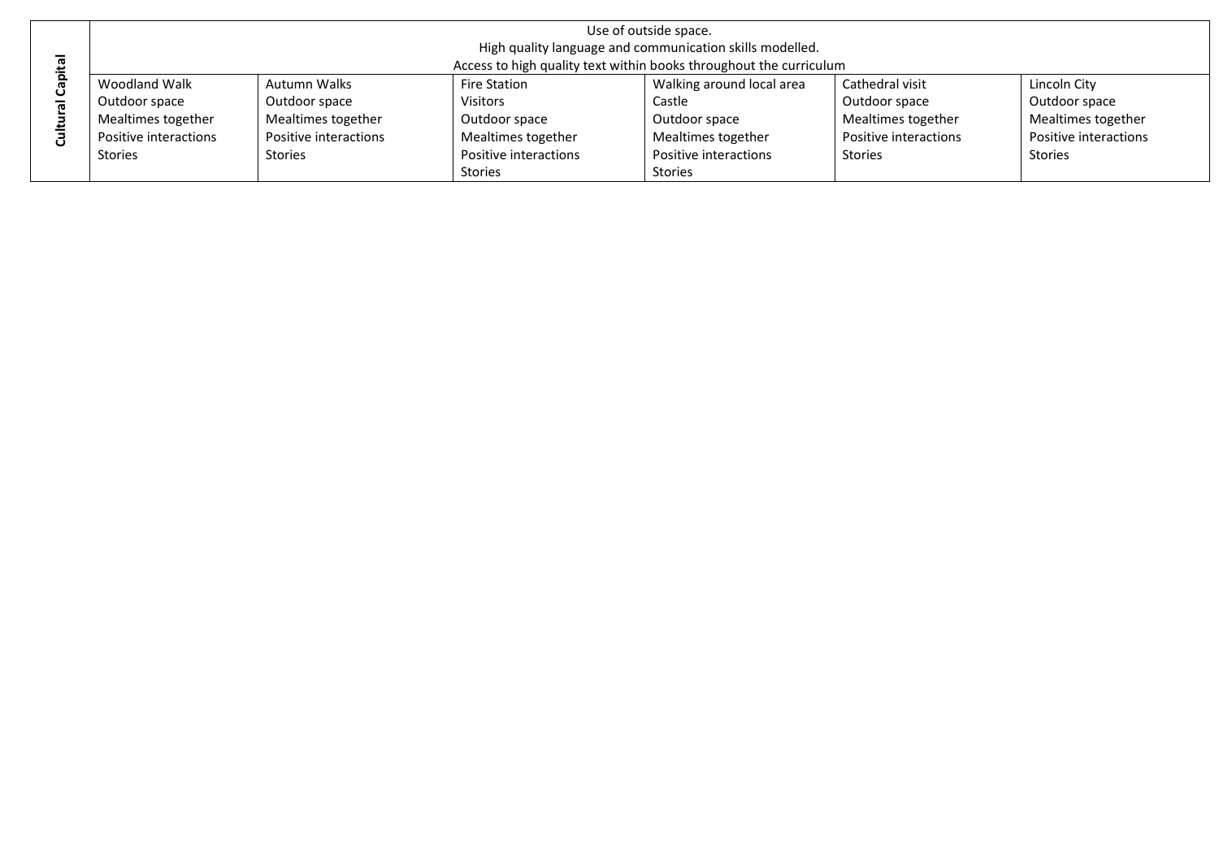| | | | | | | |
|---|---|---|---|---|---|---|
| **Cultural Capital** | Use of outside space.<br>High quality language and communication skills modelled.<br>Access to high quality text within books throughout the curriculum | | | | | |
| | Woodland Walk<br>Outdoor space<br>Mealtimes together<br>Positive interactions<br>Stories | Autumn Walks<br>Outdoor space<br>Mealtimes together<br>Positive interactions<br>Stories | Fire Station<br>Visitors<br>Outdoor space<br>Mealtimes together<br>Positive interactions<br>Stories | Walking around local area<br>Castle<br>Outdoor space<br>Mealtimes together<br>Positive interactions<br>Stories | Cathedral visit<br>Outdoor space<br>Mealtimes together<br>Positive interactions<br>Stories | Lincoln City<br>Outdoor space<br>Mealtimes together<br>Positive interactions<br>Stories |